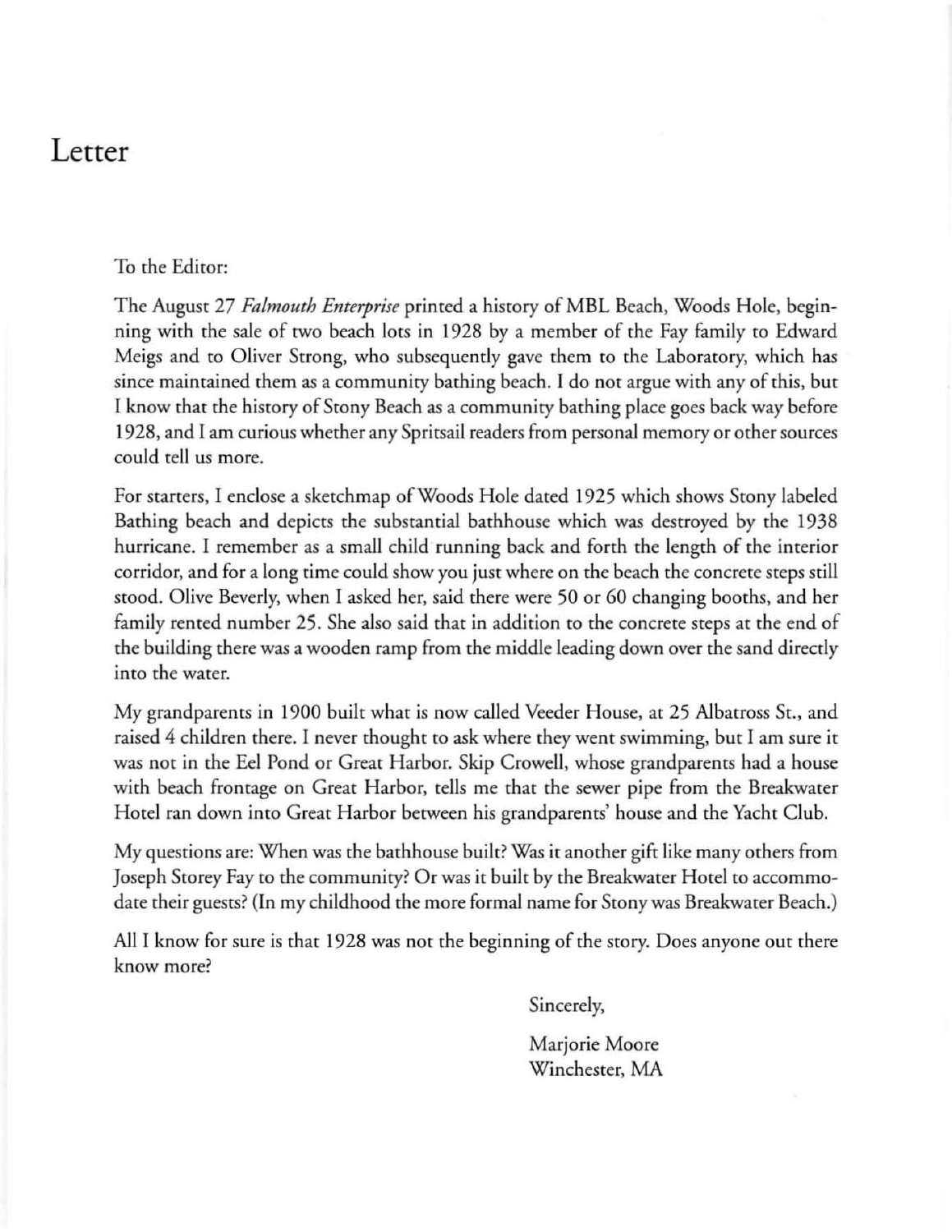# Letter

To the Editor:

The August 27 *Falmouth Enterprise* printed a history of MBL Beach, Woods Hole, beginning with the sale of two beach lots in 1928 by a member of the Fay family to Edward Meigs and to Oliver Strong, who subsequently gave them to the Laboratory, which has since maintained them as a community bathing beach. I do not argue with any of this, but I know that the history of Stony Beach as a community bathing place goes back way before 1928, and I am curious whether any Spritsail readers from personal memory or other sources could tell us more.

For starters, I enclose a sketchmap of Woods Hole dated 1925 which shows Stony labeled Bathing beach and depicts the substantial bathhouse which was destroyed by the 1938 hurricane. I remember as a small child running back and forth the length of the interior corridor, and for a long time could show you just where on the beach the concrete steps still stood. Olive Beverly, when I asked her, said there were 50 or 60 changing booths, and her family rented number 25. She also said that in addition to the concrete steps at the end of the building there was a wooden ramp from the middle leading down over the sand directly into the water.

My grandparents in 1900 built what is now called Veeder House, at 25 Albatross St., and raised 4 children there. I never thought to ask where they went swimming, but I am sure it was not in the Eel Pond or Great Harbor. Skip Crowell, whose grandparents had a house with beach frontage on Great Harbor, tells me that the sewer pipe from the Breakwater Hotel ran down into Great Harbor between his grandparents' house and the Yacht Club.

My questions are: When was the bathhouse built? Was it another gift like many others from Joseph Storey Fay to the community? Or was it built by the Breakwater Hotel to accommodate their guests? (In my childhood the more formal name for Stony was Breakwater Beach.)

All I know for sure is that 1928 was not the beginning of the story. Does anyone out there know more?

Sincerely,

Marjorie Moore
Winchester, MA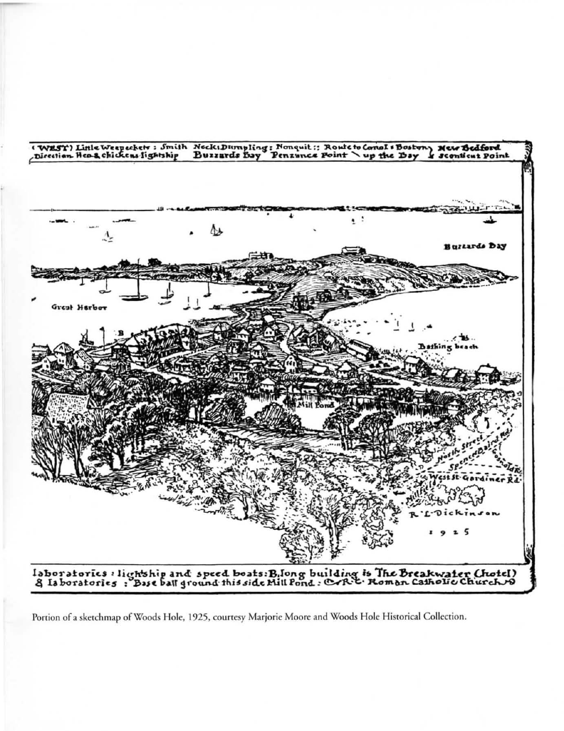(WEST) Little Weepecket : Smith Neck : Dumpling : Nonquit :: Route to Canal : Boston ⟍ New Bedford
Direction Hen & chickens lightship Buzzards Bay Penzance Point ⟍ up the Bay & Scontlcut Point

Buzzards Bay

Great Harbor

Bathing beach

Mill Pond

North Street

Spencer Baird Rd

West St · Gardiner Rd

Millfield

R · L · Dickinson

1925

laboratories : lightship and speed boats : B, long building is The Breakwater (hotel) & laboratories : Base ball ground this side Mill Pond : C ↗ R · C · Roman Catholic Church ↗

Portion of a sketchmap of Woods Hole, 1925, courtesy Marjorie Moore and Woods Hole Historical Collection.